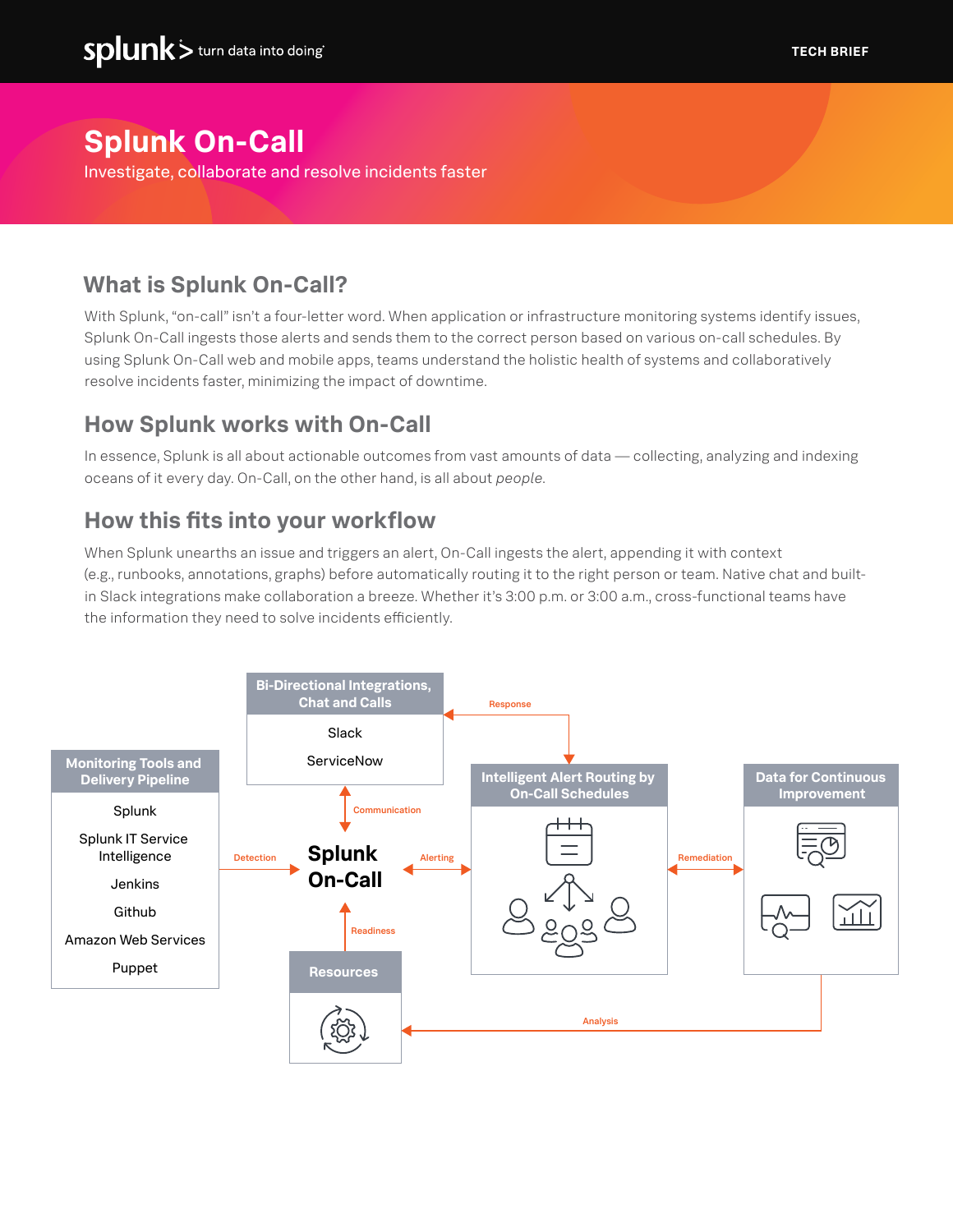splunk> turn data into doing

TECH BRIEF

# Splunk On-Call

Investigate, collaborate and resolve incidents faster

## What is Splunk On-Call?

With Splunk, "on-call" isn't a four-letter word. When application or infrastructure monitoring systems identify issues, Splunk On-Call ingests those alerts and sends them to the correct person based on various on-call schedules. By using Splunk On-Call web and mobile apps, teams understand the holistic health of systems and collaboratively resolve incidents faster, minimizing the impact of downtime.

## How Splunk works with On-Call

In essence, Splunk is all about actionable outcomes from vast amounts of data — collecting, analyzing and indexing oceans of it every day. On-Call, on the other hand, is all about *people*.

## How this fits into your workflow

When Splunk unearths an issue and triggers an alert, On-Call ingests the alert, appending it with context (e.g., runbooks, annotations, graphs) before automatically routing it to the right person or team. Native chat and built-in Slack integrations make collaboration a breeze. Whether it's 3:00 p.m. or 3:00 a.m., cross-functional teams have the information they need to solve incidents efficiently.

**Monitoring Tools and Delivery Pipeline**
- Splunk
- Splunk IT Service Intelligence
- Jenkins
- Github
- Amazon Web Services
- Puppet

**Bi-Directional Integrations, Chat and Calls**
- Slack
- ServiceNow

**Splunk On-Call**

**Intelligent Alert Routing by On-Call Schedules**

**Data for Continuous Improvement**

**Resources**

Detection · Communication · Alerting · Response · Remediation · Readiness · Analysis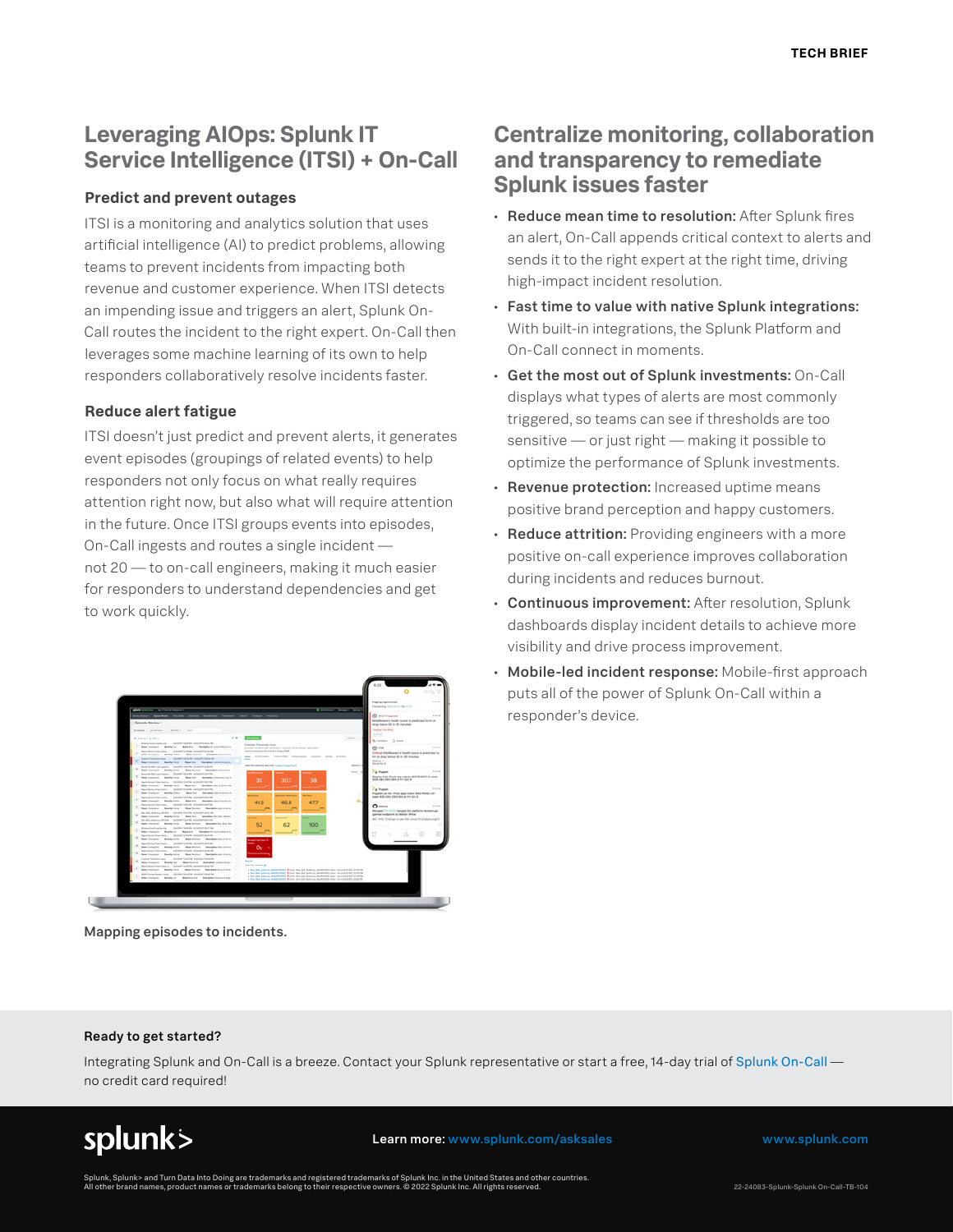## Leveraging AIOps: Splunk IT Service Intelligence (ITSI) + On-Call

### Predict and prevent outages

ITSI is a monitoring and analytics solution that uses artificial intelligence (AI) to predict problems, allowing teams to prevent incidents from impacting both revenue and customer experience. When ITSI detects an impending issue and triggers an alert, Splunk On-Call routes the incident to the right expert. On-Call then leverages some machine learning of its own to help responders collaboratively resolve incidents faster.

### Reduce alert fatigue

ITSI doesn't just predict and prevent alerts, it generates event episodes (groupings of related events) to help responders not only focus on what really requires attention right now, but also what will require attention in the future. Once ITSI groups events into episodes, On-Call ingests and routes a single incident — not 20 — to on-call engineers, making it much easier for responders to understand dependencies and get to work quickly.

Mapping episodes to incidents.

## Centralize monitoring, collaboration and transparency to remediate Splunk issues faster

- **Reduce mean time to resolution:** After Splunk fires an alert, On-Call appends critical context to alerts and sends it to the right expert at the right time, driving high-impact incident resolution.
- **Fast time to value with native Splunk integrations:** With built-in integrations, the Splunk Platform and On-Call connect in moments.
- **Get the most out of Splunk investments:** On-Call displays what types of alerts are most commonly triggered, so teams can see if thresholds are too sensitive — or just right — making it possible to optimize the performance of Splunk investments.
- **Revenue protection:** Increased uptime means positive brand perception and happy customers.
- **Reduce attrition:** Providing engineers with a more positive on-call experience improves collaboration during incidents and reduces burnout.
- **Continuous improvement:** After resolution, Splunk dashboards display incident details to achieve more visibility and drive process improvement.
- **Mobile-led incident response:** Mobile-first approach puts all of the power of Splunk On-Call within a responder's device.

**Ready to get started?**

Integrating Splunk and On-Call is a breeze. Contact your Splunk representative or start a free, 14-day trial of Splunk On-Call — no credit card required!

**Learn more:** www.splunk.com/asksales

www.splunk.com

Splunk, Splunk> and Turn Data Into Doing are trademarks and registered trademarks of Splunk Inc. in the United States and other countries. All other brand names, product names or trademarks belong to their respective owners. © 2022 Splunk Inc. All rights reserved.

22-24083-Splunk-Splunk On-Call-TB-104